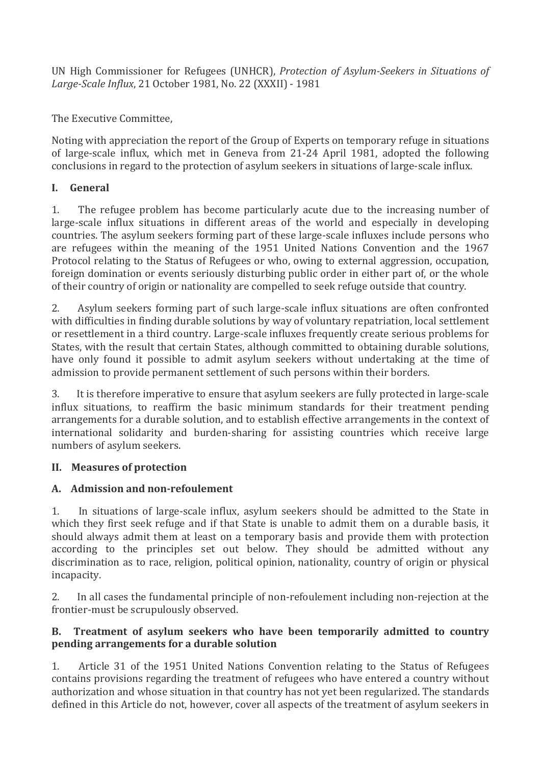UN High Commissioner for Refugees (UNHCR), *Protection of Asylum-Seekers in Situations of Large-Scale Influx*, 21 October 1981, No. 22 (XXXII) - 1981

The Executive Committee,

Noting with appreciation the report of the Group of Experts on temporary refuge in situations of large-scale influx, which met in Geneva from 21-24 April 1981, adopted the following conclusions in regard to the protection of asylum seekers in situations of large-scale influx.

## I. General

1. The refugee problem has become particularly acute due to the increasing number of large-scale influx situations in different areas of the world and especially in developing countries. The asylum seekers forming part of these large-scale influxes include persons who are refugees within the meaning of the 1951 United Nations Convention and the 1967 Protocol relating to the Status of Refugees or who, owing to external aggression, occupation, foreign domination or events seriously disturbing public order in either part of, or the whole of their country of origin or nationality are compelled to seek refuge outside that country.

2. Asylum seekers forming part of such large-scale influx situations are often confronted with difficulties in finding durable solutions by way of voluntary repatriation, local settlement or resettlement in a third country. Large-scale influxes frequently create serious problems for States, with the result that certain States, although committed to obtaining durable solutions, have only found it possible to admit asylum seekers without undertaking at the time of admission to provide permanent settlement of such persons within their borders.

3. It is therefore imperative to ensure that asylum seekers are fully protected in large-scale influx situations, to reaffirm the basic minimum standards for their treatment pending arrangements for a durable solution, and to establish effective arrangements in the context of international solidarity and burden-sharing for assisting countries which receive large numbers of asylum seekers.

## II. Measures of protection

### A. Admission and non-refoulement

1. In situations of large-scale influx, asylum seekers should be admitted to the State in which they first seek refuge and if that State is unable to admit them on a durable basis, it should always admit them at least on a temporary basis and provide them with protection according to the principles set out below. They should be admitted without any discrimination as to race, religion, political opinion, nationality, country of origin or physical incapacity.

2. In all cases the fundamental principle of non-refoulement including non-rejection at the frontier-must be scrupulously observed.

### B. Treatment of asylum seekers who have been temporarily admitted to country pending arrangements for a durable solution

1. Article 31 of the 1951 United Nations Convention relating to the Status of Refugees contains provisions regarding the treatment of refugees who have entered a country without authorization and whose situation in that country has not yet been regularized. The standards defined in this Article do not, however, cover all aspects of the treatment of asylum seekers in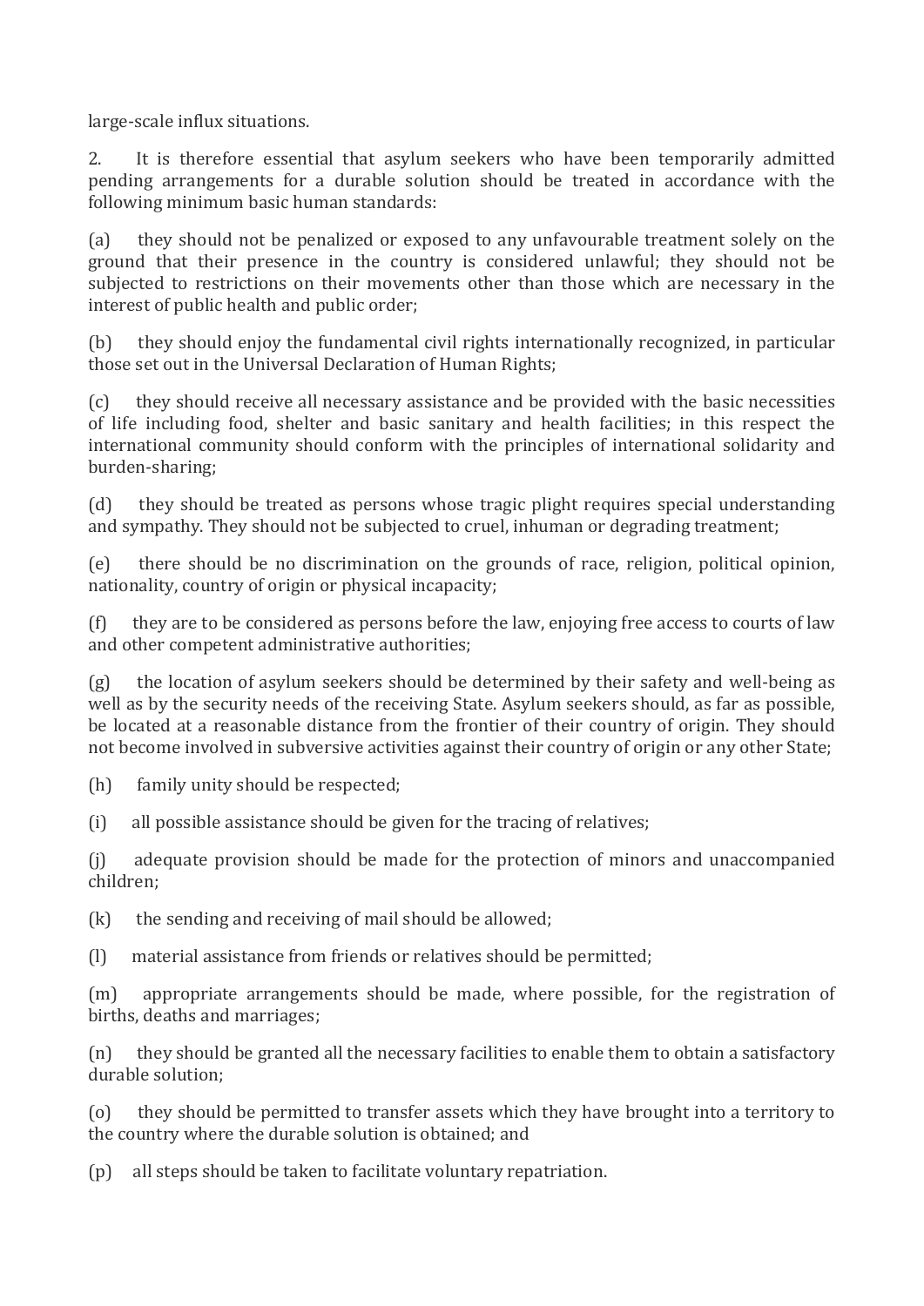large-scale influx situations.

2. It is therefore essential that asylum seekers who have been temporarily admitted pending arrangements for a durable solution should be treated in accordance with the following minimum basic human standards:

(a) they should not be penalized or exposed to any unfavourable treatment solely on the ground that their presence in the country is considered unlawful; they should not be subjected to restrictions on their movements other than those which are necessary in the interest of public health and public order;

(b) they should enjoy the fundamental civil rights internationally recognized, in particular those set out in the Universal Declaration of Human Rights;

(c) they should receive all necessary assistance and be provided with the basic necessities of life including food, shelter and basic sanitary and health facilities; in this respect the international community should conform with the principles of international solidarity and burden-sharing;

(d) they should be treated as persons whose tragic plight requires special understanding and sympathy. They should not be subjected to cruel, inhuman or degrading treatment;

(e) there should be no discrimination on the grounds of race, religion, political opinion, nationality, country of origin or physical incapacity;

(f) they are to be considered as persons before the law, enjoying free access to courts of law and other competent administrative authorities;

(g) the location of asylum seekers should be determined by their safety and well-being as well as by the security needs of the receiving State. Asylum seekers should, as far as possible, be located at a reasonable distance from the frontier of their country of origin. They should not become involved in subversive activities against their country of origin or any other State;

(h) family unity should be respected;

(i) all possible assistance should be given for the tracing of relatives;

(j) adequate provision should be made for the protection of minors and unaccompanied children;

(k) the sending and receiving of mail should be allowed;

(l) material assistance from friends or relatives should be permitted;

(m) appropriate arrangements should be made, where possible, for the registration of births, deaths and marriages;

(n) they should be granted all the necessary facilities to enable them to obtain a satisfactory durable solution;

(o) they should be permitted to transfer assets which they have brought into a territory to the country where the durable solution is obtained; and

(p) all steps should be taken to facilitate voluntary repatriation.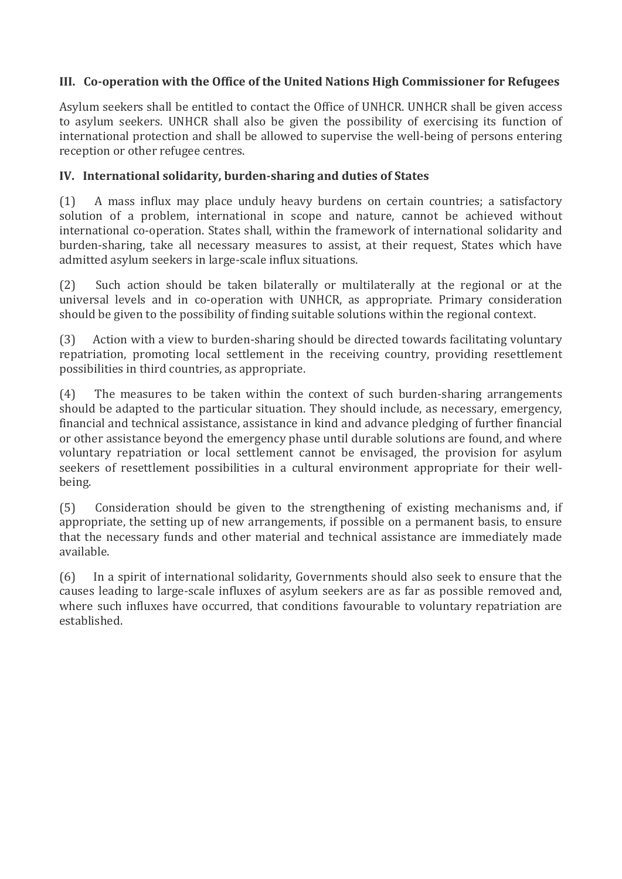### III. Co-operation with the Office of the United Nations High Commissioner for Refugees

Asylum seekers shall be entitled to contact the Office of UNHCR. UNHCR shall be given access to asylum seekers. UNHCR shall also be given the possibility of exercising its function of international protection and shall be allowed to supervise the well-being of persons entering reception or other refugee centres.

### IV. International solidarity, burden-sharing and duties of States

(1) A mass influx may place unduly heavy burdens on certain countries; a satisfactory solution of a problem, international in scope and nature, cannot be achieved without international co-operation. States shall, within the framework of international solidarity and burden-sharing, take all necessary measures to assist, at their request, States which have admitted asylum seekers in large-scale influx situations.

(2) Such action should be taken bilaterally or multilaterally at the regional or at the universal levels and in co-operation with UNHCR, as appropriate. Primary consideration should be given to the possibility of finding suitable solutions within the regional context.

(3) Action with a view to burden-sharing should be directed towards facilitating voluntary repatriation, promoting local settlement in the receiving country, providing resettlement possibilities in third countries, as appropriate.

(4) The measures to be taken within the context of such burden-sharing arrangements should be adapted to the particular situation. They should include, as necessary, emergency, financial and technical assistance, assistance in kind and advance pledging of further financial or other assistance beyond the emergency phase until durable solutions are found, and where voluntary repatriation or local settlement cannot be envisaged, the provision for asylum seekers of resettlement possibilities in a cultural environment appropriate for their well-being.

(5) Consideration should be given to the strengthening of existing mechanisms and, if appropriate, the setting up of new arrangements, if possible on a permanent basis, to ensure that the necessary funds and other material and technical assistance are immediately made available.

(6) In a spirit of international solidarity, Governments should also seek to ensure that the causes leading to large-scale influxes of asylum seekers are as far as possible removed and, where such influxes have occurred, that conditions favourable to voluntary repatriation are established.